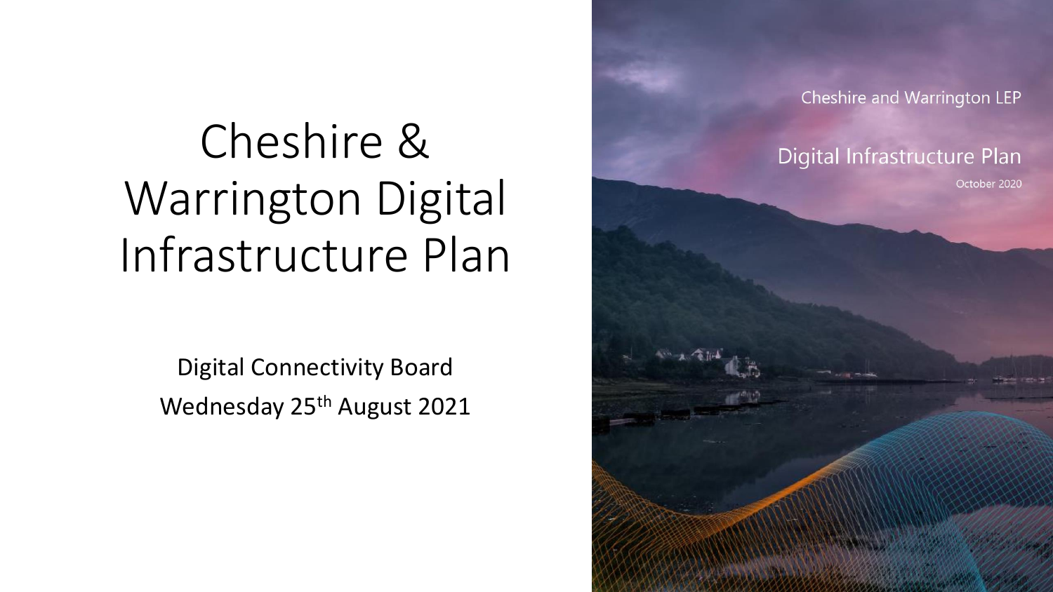# Cheshire & Warrington Digital Infrastructure Plan

Digital Connectivity Board

Wednesday 25th August 2021

Cheshire and Warrington LEP

Digital Infrastructure Plan

October 2020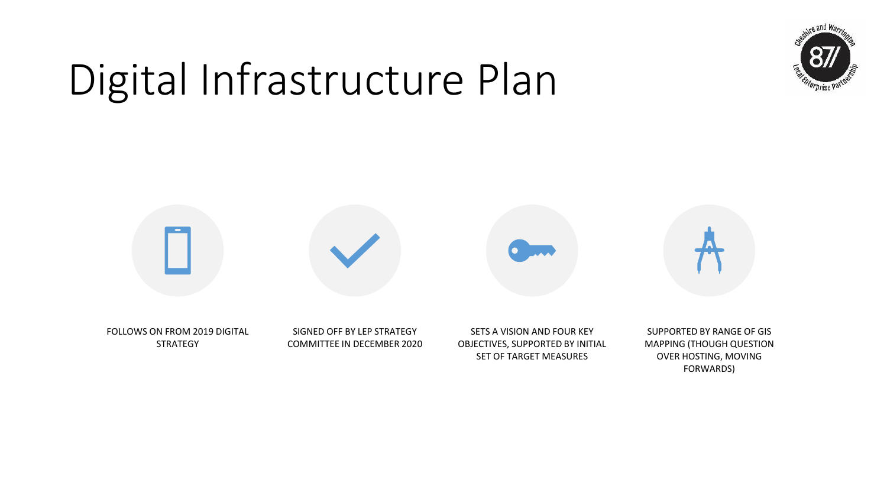# Digital Infrastructure Plan

- FOLLOWS ON FROM 2019 DIGITAL STRATEGY
- SIGNED OFF BY LEP STRATEGY COMMITTEE IN DECEMBER 2020
- SETS A VISION AND FOUR KEY OBJECTIVES, SUPPORTED BY INITIAL SET OF TARGET MEASURES
- SUPPORTED BY RANGE OF GIS MAPPING (THOUGH QUESTION OVER HOSTING, MOVING FORWARDS)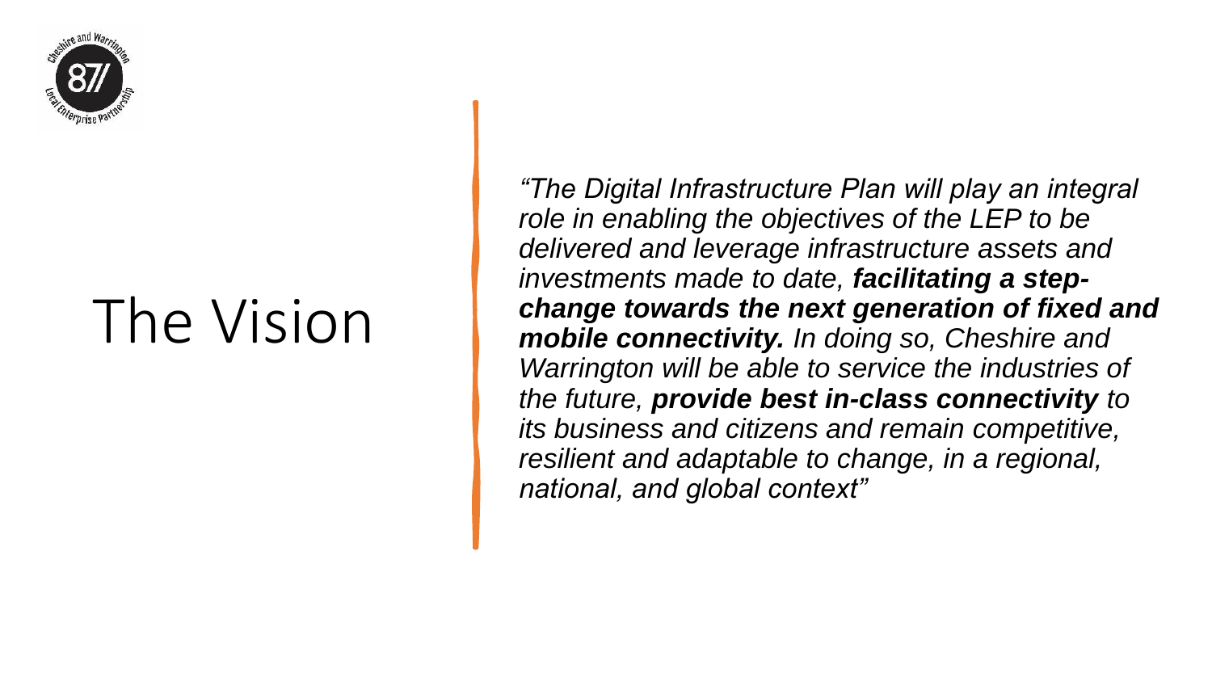# The Vision

*"The Digital Infrastructure Plan will play an integral role in enabling the objectives of the LEP to be delivered and leverage infrastructure assets and investments made to date, **facilitating a step-change towards the next generation of fixed and mobile connectivity.** In doing so, Cheshire and Warrington will be able to service the industries of the future, **provide best in-class connectivity** to its business and citizens and remain competitive, resilient and adaptable to change, in a regional, national, and global context"*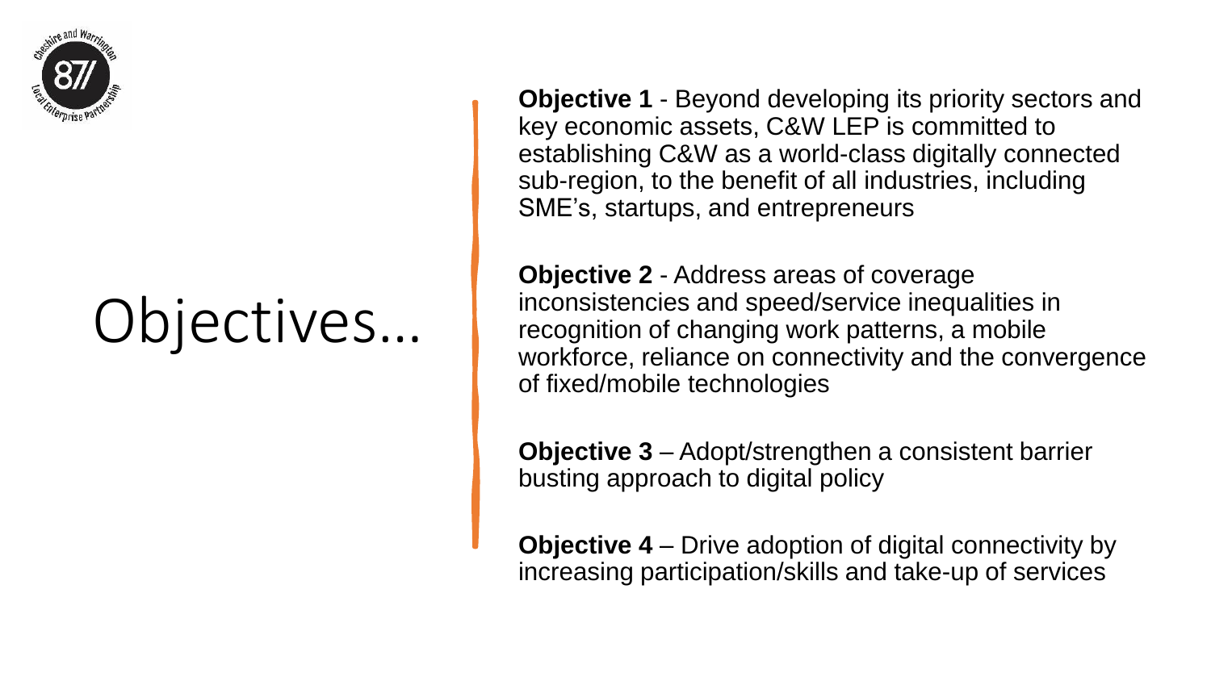# Objectives…

**Objective 1** - Beyond developing its priority sectors and key economic assets, C&W LEP is committed to establishing C&W as a world-class digitally connected sub-region, to the benefit of all industries, including SME's, startups, and entrepreneurs

**Objective 2** - Address areas of coverage inconsistencies and speed/service inequalities in recognition of changing work patterns, a mobile workforce, reliance on connectivity and the convergence of fixed/mobile technologies

**Objective 3** – Adopt/strengthen a consistent barrier busting approach to digital policy

**Objective 4** – Drive adoption of digital connectivity by increasing participation/skills and take-up of services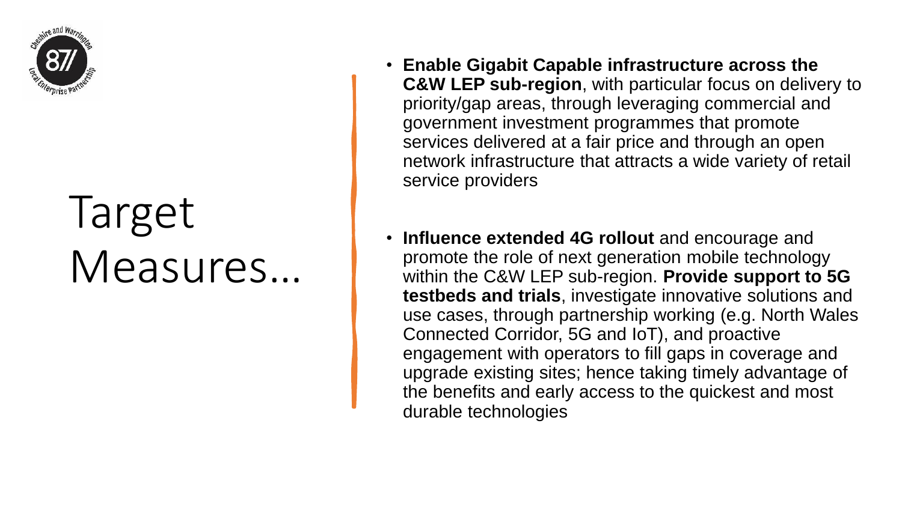# Target Measures…

- **Enable Gigabit Capable infrastructure across the C&W LEP sub-region**, with particular focus on delivery to priority/gap areas, through leveraging commercial and government investment programmes that promote services delivered at a fair price and through an open network infrastructure that attracts a wide variety of retail service providers

- **Influence extended 4G rollout** and encourage and promote the role of next generation mobile technology within the C&W LEP sub-region. **Provide support to 5G testbeds and trials**, investigate innovative solutions and use cases, through partnership working (e.g. North Wales Connected Corridor, 5G and IoT), and proactive engagement with operators to fill gaps in coverage and upgrade existing sites; hence taking timely advantage of the benefits and early access to the quickest and most durable technologies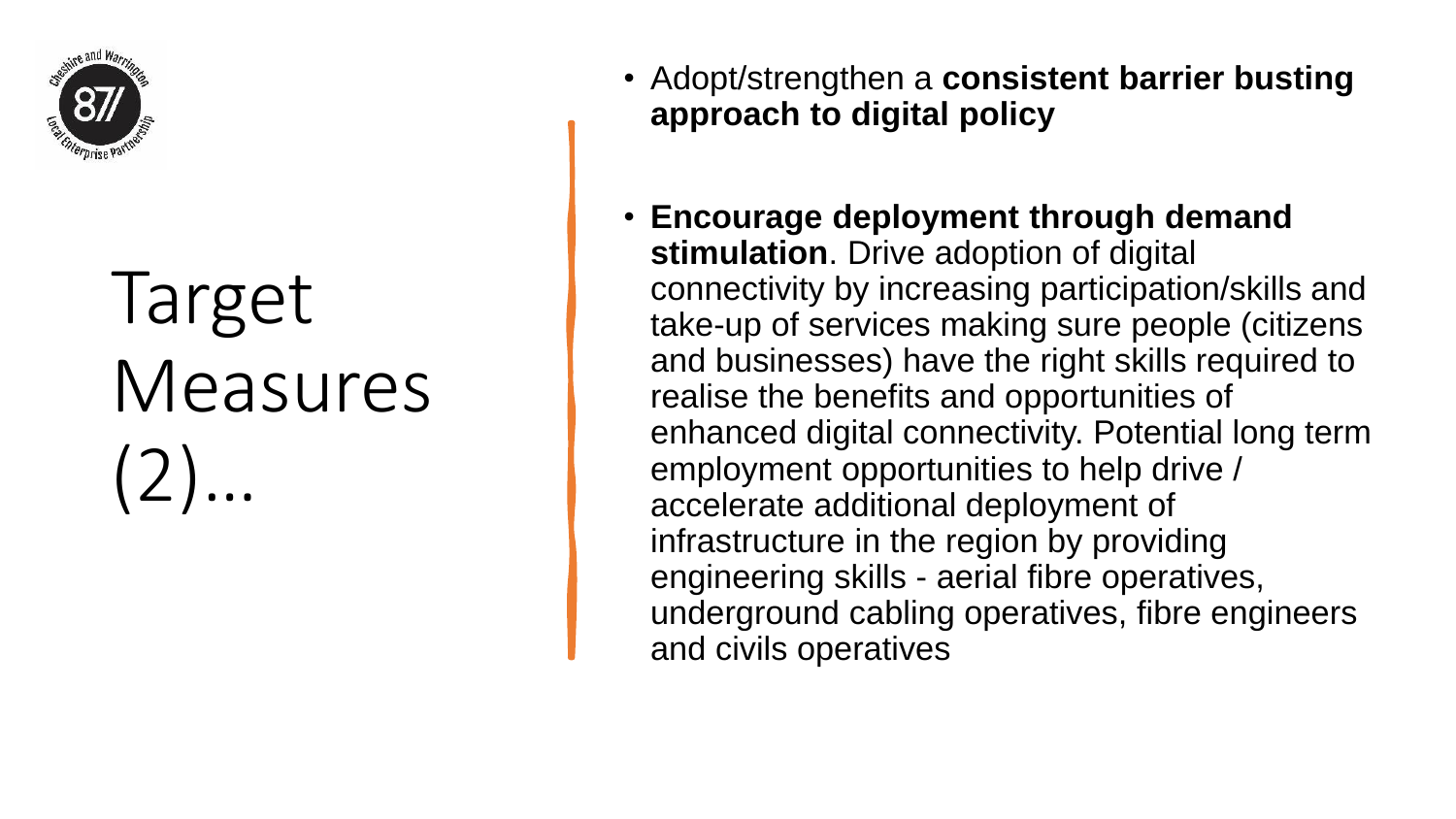# Target Measures (2)…

- Adopt/strengthen a **consistent barrier busting approach to digital policy**
- **Encourage deployment through demand stimulation**. Drive adoption of digital connectivity by increasing participation/skills and take-up of services making sure people (citizens and businesses) have the right skills required to realise the benefits and opportunities of enhanced digital connectivity. Potential long term employment opportunities to help drive / accelerate additional deployment of infrastructure in the region by providing engineering skills - aerial fibre operatives, underground cabling operatives, fibre engineers and civils operatives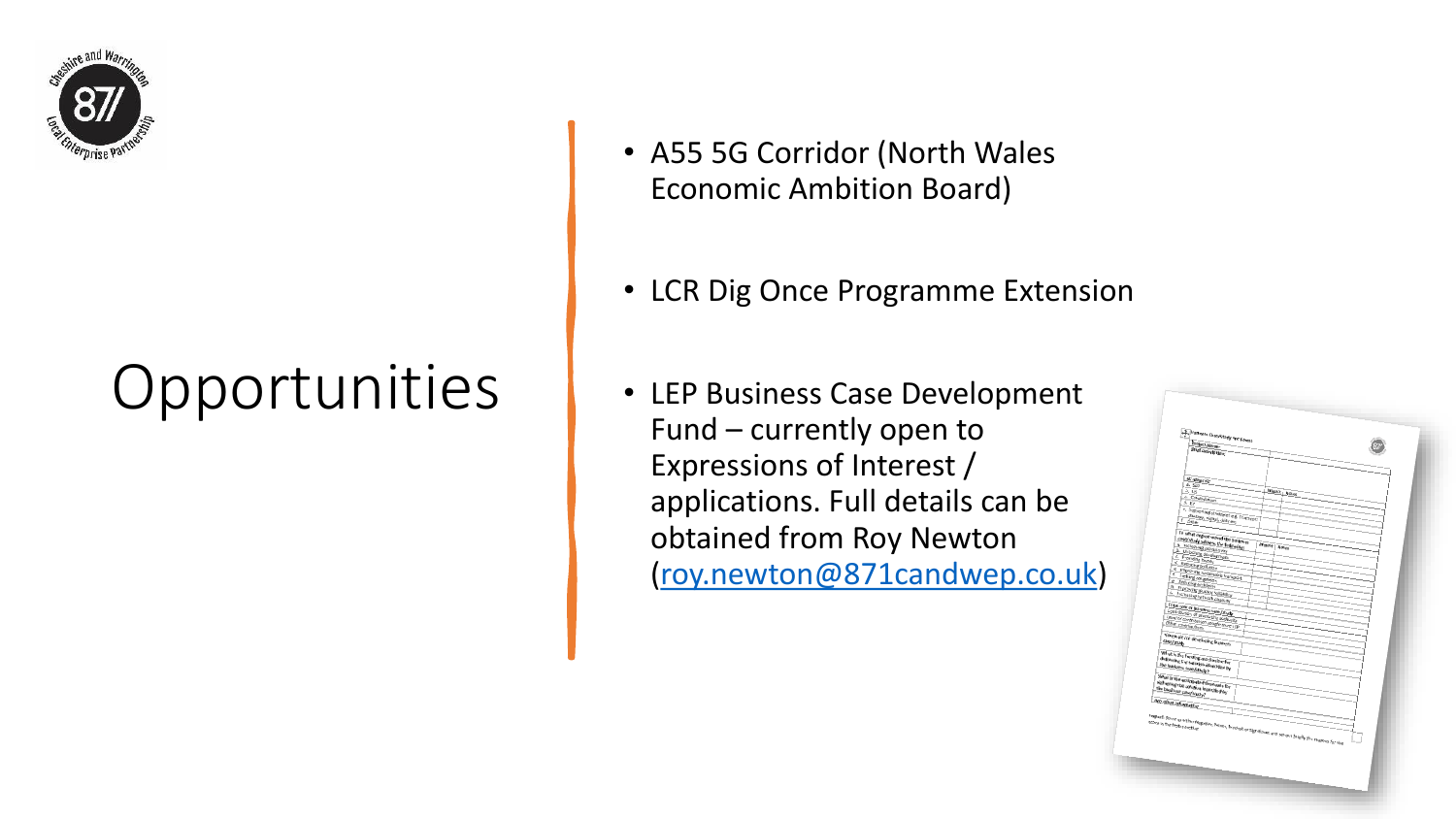# Opportunities

- A55 5G Corridor (North Wales Economic Ambition Board)
- LCR Dig Once Programme Extension
- LEP Business Case Development Fund – currently open to Expressions of Interest / applications. Full details can be obtained from Roy Newton (roy.newton@871candwep.co.uk)